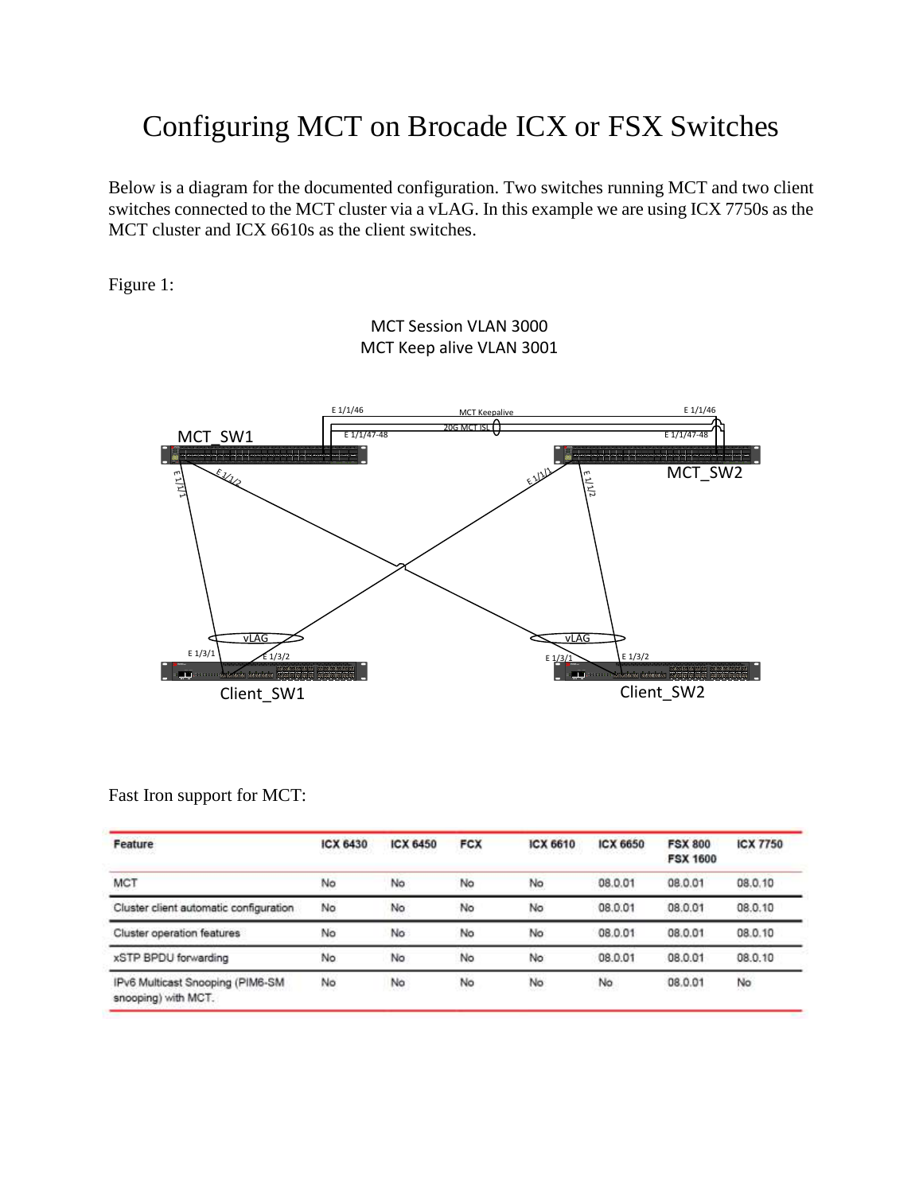# Configuring MCT on Brocade ICX or FSX Switches

Below is a diagram for the documented configuration. Two switches running MCT and two client switches connected to the MCT cluster via a vLAG. In this example we are using ICX 7750s as the MCT cluster and ICX 6610s as the client switches.

Figure 1:

MCT Session VLAN 3000
MCT Keep alive VLAN 3001

Fast Iron support for MCT:

| Feature | ICX 6430 | ICX 6450 | FCX | ICX 6610 | ICX 6650 | FSX 800 FSX 1600 | ICX 7750 |
|---|---|---|---|---|---|---|---|
| MCT | No | No | No | No | 08.0.01 | 08.0.01 | 08.0.10 |
| Cluster client automatic configuration | No | No | No | No | 08.0.01 | 08.0.01 | 08.0.10 |
| Cluster operation features | No | No | No | No | 08.0.01 | 08.0.01 | 08.0.10 |
| xSTP BPDU forwarding | No | No | No | No | 08.0.01 | 08.0.01 | 08.0.10 |
| IPv6 Multicast Snooping (PIM6-SM snooping) with MCT. | No | No | No | No | No | 08.0.01 | No |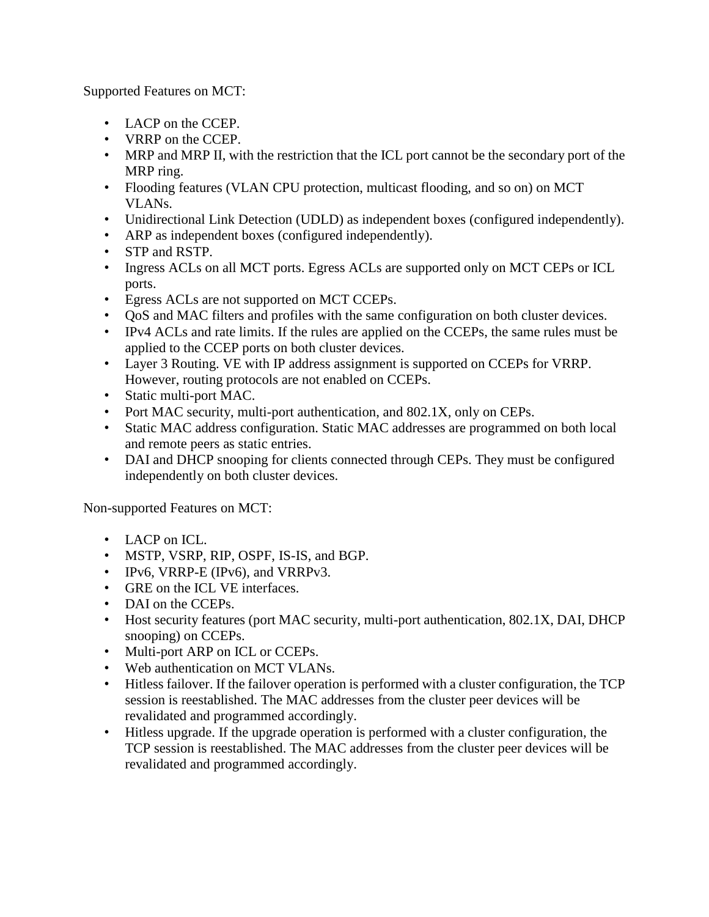Supported Features on MCT:

- LACP on the CCEP.
- VRRP on the CCEP.
- MRP and MRP II, with the restriction that the ICL port cannot be the secondary port of the MRP ring.
- Flooding features (VLAN CPU protection, multicast flooding, and so on) on MCT VLANs.
- Unidirectional Link Detection (UDLD) as independent boxes (configured independently).
- ARP as independent boxes (configured independently).
- STP and RSTP.
- Ingress ACLs on all MCT ports. Egress ACLs are supported only on MCT CEPs or ICL ports.
- Egress ACLs are not supported on MCT CCEPs.
- QoS and MAC filters and profiles with the same configuration on both cluster devices.
- IPv4 ACLs and rate limits. If the rules are applied on the CCEPs, the same rules must be applied to the CCEP ports on both cluster devices.
- Layer 3 Routing. VE with IP address assignment is supported on CCEPs for VRRP. However, routing protocols are not enabled on CCEPs.
- Static multi-port MAC.
- Port MAC security, multi-port authentication, and 802.1X, only on CEPs.
- Static MAC address configuration. Static MAC addresses are programmed on both local and remote peers as static entries.
- DAI and DHCP snooping for clients connected through CEPs. They must be configured independently on both cluster devices.

Non-supported Features on MCT:

- LACP on ICL.
- MSTP, VSRP, RIP, OSPF, IS-IS, and BGP.
- IPv6, VRRP-E (IPv6), and VRRPv3.
- GRE on the ICL VE interfaces.
- DAI on the CCEPs.
- Host security features (port MAC security, multi-port authentication, 802.1X, DAI, DHCP snooping) on CCEPs.
- Multi-port ARP on ICL or CCEPs.
- Web authentication on MCT VLANs.
- Hitless failover. If the failover operation is performed with a cluster configuration, the TCP session is reestablished. The MAC addresses from the cluster peer devices will be revalidated and programmed accordingly.
- Hitless upgrade. If the upgrade operation is performed with a cluster configuration, the TCP session is reestablished. The MAC addresses from the cluster peer devices will be revalidated and programmed accordingly.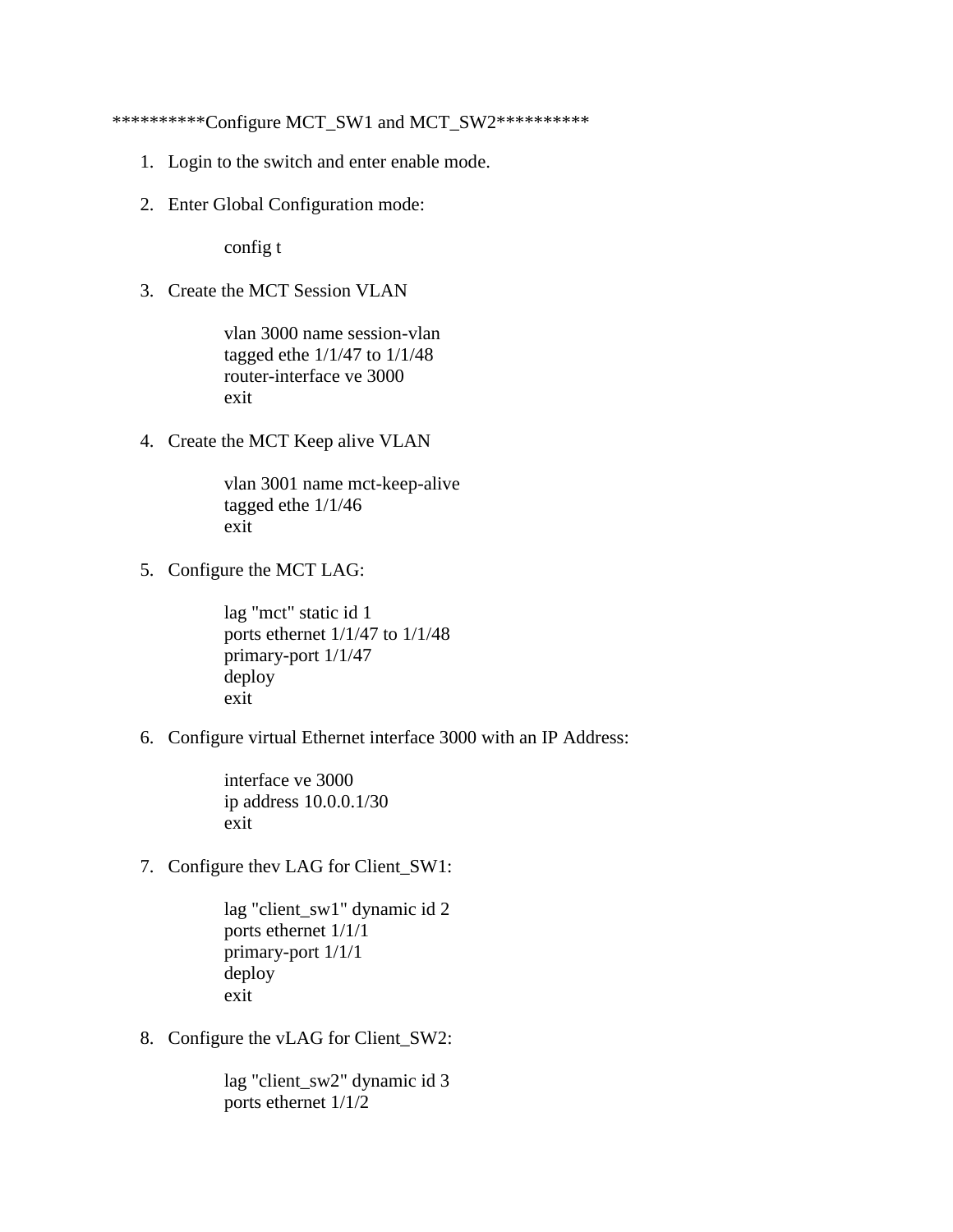**********Configure MCT_SW1 and MCT_SW2**********

1. Login to the switch and enter enable mode.

2. Enter Global Configuration mode:

   ```
   config t
   ```

3. Create the MCT Session VLAN

   ```
   vlan 3000 name session-vlan
   tagged ethe 1/1/47 to 1/1/48
   router-interface ve 3000
   exit
   ```

4. Create the MCT Keep alive VLAN

   ```
   vlan 3001 name mct-keep-alive
   tagged ethe 1/1/46
   exit
   ```

5. Configure the MCT LAG:

   ```
   lag "mct" static id 1
   ports ethernet 1/1/47 to 1/1/48
   primary-port 1/1/47
   deploy
   exit
   ```

6. Configure virtual Ethernet interface 3000 with an IP Address:

   ```
   interface ve 3000
   ip address 10.0.0.1/30
   exit
   ```

7. Configure thev LAG for Client_SW1:

   ```
   lag "client_sw1" dynamic id 2
   ports ethernet 1/1/1
   primary-port 1/1/1
   deploy
   exit
   ```

8. Configure the vLAG for Client_SW2:

   ```
   lag "client_sw2" dynamic id 3
   ports ethernet 1/1/2
   ```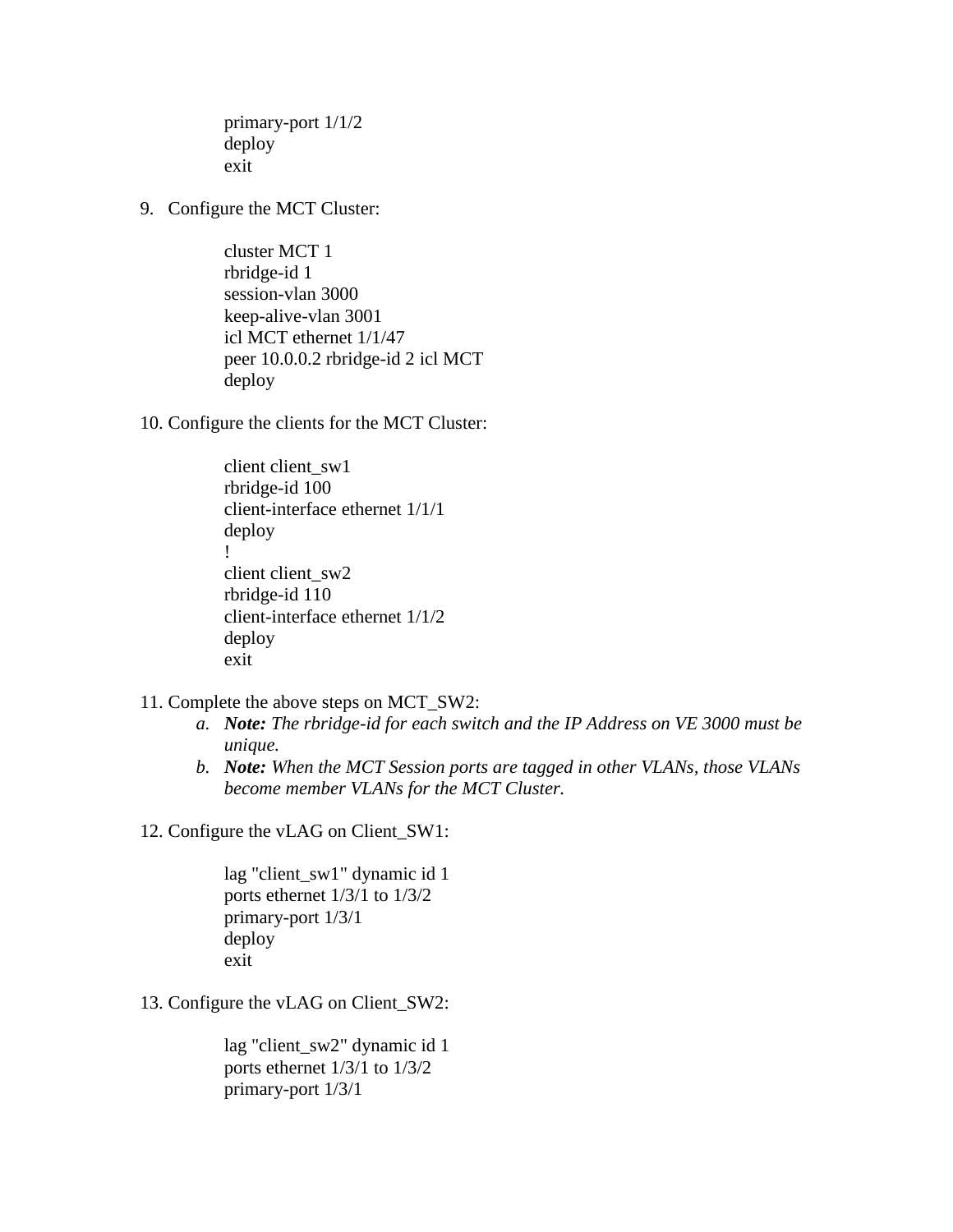```
primary-port 1/1/2
deploy
exit
```

9. Configure the MCT Cluster:

```
cluster MCT 1
rbridge-id 1
session-vlan 3000
keep-alive-vlan 3001
icl MCT ethernet 1/1/47
peer 10.0.0.2 rbridge-id 2 icl MCT
deploy
```

10. Configure the clients for the MCT Cluster:

```
client client_sw1
rbridge-id 100
client-interface ethernet 1/1/1
deploy
!
client client_sw2
rbridge-id 110
client-interface ethernet 1/1/2
deploy
exit
```

11. Complete the above steps on MCT_SW2:
    a. ***Note:*** *The rbridge-id for each switch and the IP Address on VE 3000 must be unique.*
    b. ***Note:*** *When the MCT Session ports are tagged in other VLANs, those VLANs become member VLANs for the MCT Cluster.*

12. Configure the vLAG on Client_SW1:

```
lag "client_sw1" dynamic id 1
ports ethernet 1/3/1 to 1/3/2
primary-port 1/3/1
deploy
exit
```

13. Configure the vLAG on Client_SW2:

```
lag "client_sw2" dynamic id 1
ports ethernet 1/3/1 to 1/3/2
primary-port 1/3/1
```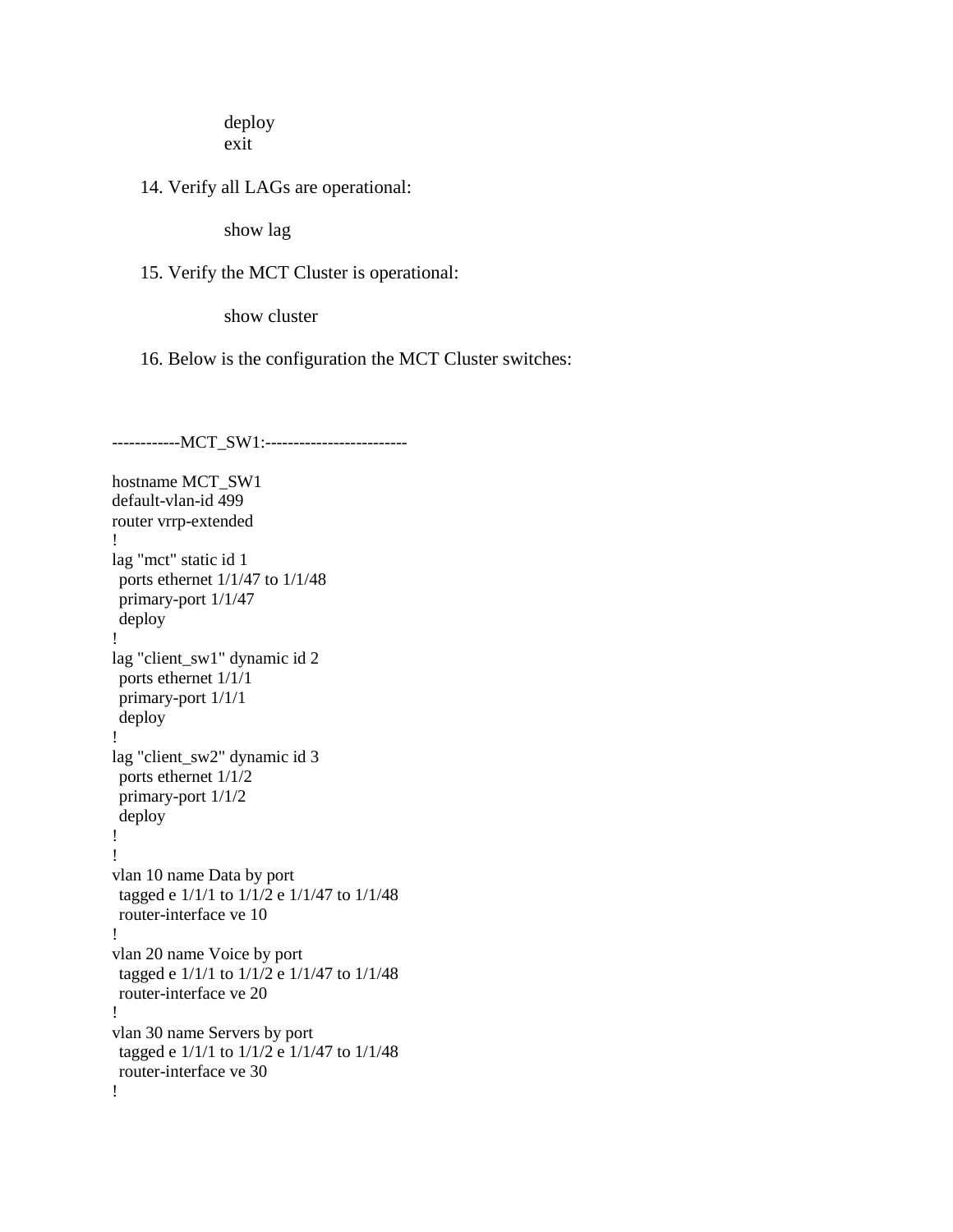```
deploy
exit
```

14. Verify all LAGs are operational:

```
show lag
```

15. Verify the MCT Cluster is operational:

```
show cluster
```

16. Below is the configuration the MCT Cluster switches:

------------MCT_SW1:-------------------------

```
hostname MCT_SW1
default-vlan-id 499
router vrrp-extended
!
lag "mct" static id 1
 ports ethernet 1/1/47 to 1/1/48
 primary-port 1/1/47
 deploy
!
lag "client_sw1" dynamic id 2
 ports ethernet 1/1/1
 primary-port 1/1/1
 deploy
!
lag "client_sw2" dynamic id 3
 ports ethernet 1/1/2
 primary-port 1/1/2
 deploy
!
!
vlan 10 name Data by port
 tagged e 1/1/1 to 1/1/2 e 1/1/47 to 1/1/48
 router-interface ve 10
!
vlan 20 name Voice by port
 tagged e 1/1/1 to 1/1/2 e 1/1/47 to 1/1/48
 router-interface ve 20
!
vlan 30 name Servers by port
 tagged e 1/1/1 to 1/1/2 e 1/1/47 to 1/1/48
 router-interface ve 30
!
```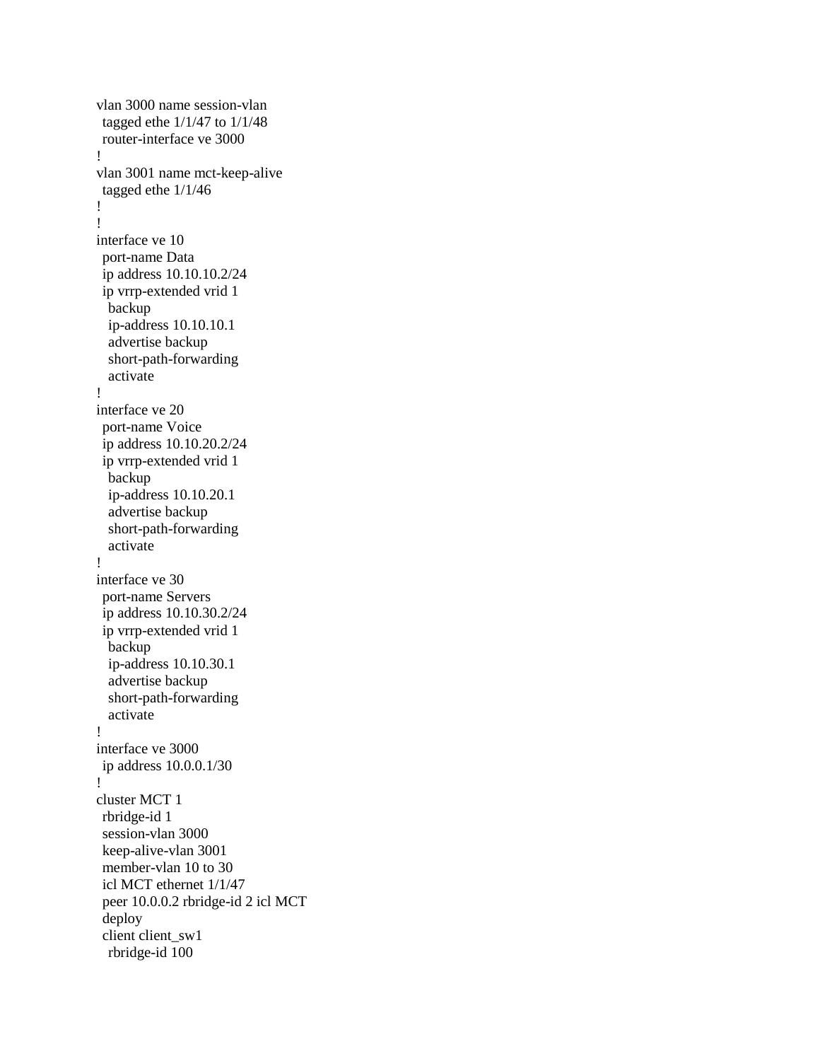```
vlan 3000 name session-vlan
 tagged ethe 1/1/47 to 1/1/48
 router-interface ve 3000
!
vlan 3001 name mct-keep-alive
 tagged ethe 1/1/46
!
!
interface ve 10
 port-name Data
 ip address 10.10.10.2/24
 ip vrrp-extended vrid 1
  backup
  ip-address 10.10.10.1
  advertise backup
  short-path-forwarding
  activate
!
interface ve 20
 port-name Voice
 ip address 10.10.20.2/24
 ip vrrp-extended vrid 1
  backup
  ip-address 10.10.20.1
  advertise backup
  short-path-forwarding
  activate
!
interface ve 30
 port-name Servers
 ip address 10.10.30.2/24
 ip vrrp-extended vrid 1
  backup
  ip-address 10.10.30.1
  advertise backup
  short-path-forwarding
  activate
!
interface ve 3000
 ip address 10.0.0.1/30
!
cluster MCT 1
 rbridge-id 1
 session-vlan 3000
 keep-alive-vlan 3001
 member-vlan 10 to 30
 icl MCT ethernet 1/1/47
 peer 10.0.0.2 rbridge-id 2 icl MCT
 deploy
 client client_sw1
  rbridge-id 100
```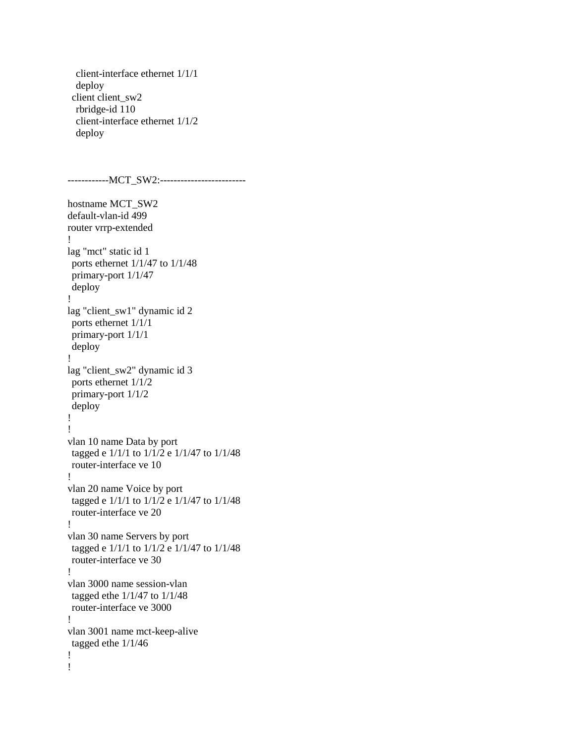```
    client-interface ethernet 1/1/1
    deploy
  client client_sw2
    rbridge-id 110
    client-interface ethernet 1/1/2
    deploy
```

------------MCT_SW2:-------------------------

```
hostname MCT_SW2
default-vlan-id 499
router vrrp-extended
!
lag "mct" static id 1
 ports ethernet 1/1/47 to 1/1/48
 primary-port 1/1/47
 deploy
!
lag "client_sw1" dynamic id 2
 ports ethernet 1/1/1
 primary-port 1/1/1
 deploy
!
lag "client_sw2" dynamic id 3
 ports ethernet 1/1/2
 primary-port 1/1/2
 deploy
!
!
vlan 10 name Data by port
 tagged e 1/1/1 to 1/1/2 e 1/1/47 to 1/1/48
 router-interface ve 10
!
vlan 20 name Voice by port
 tagged e 1/1/1 to 1/1/2 e 1/1/47 to 1/1/48
 router-interface ve 20
!
vlan 30 name Servers by port
 tagged e 1/1/1 to 1/1/2 e 1/1/47 to 1/1/48
 router-interface ve 30
!
vlan 3000 name session-vlan
 tagged ethe 1/1/47 to 1/1/48
 router-interface ve 3000
!
vlan 3001 name mct-keep-alive
 tagged ethe 1/1/46
!
!
```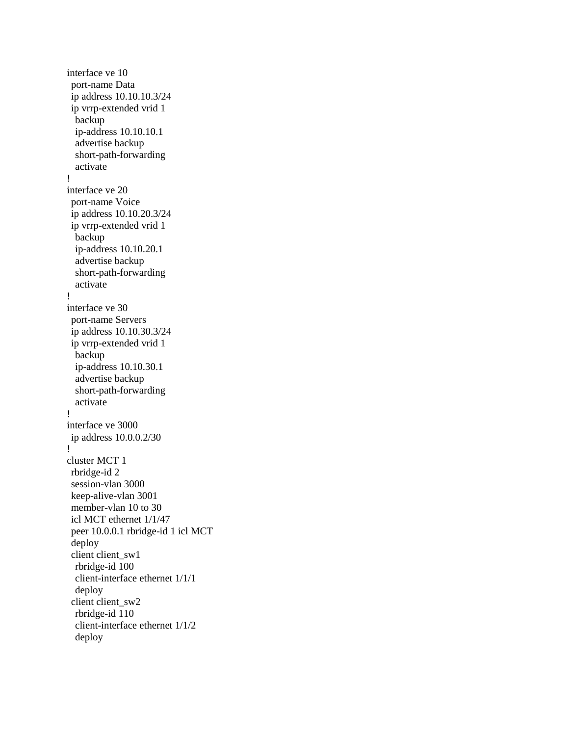```
interface ve 10
 port-name Data
 ip address 10.10.10.3/24
 ip vrrp-extended vrid 1
  backup
  ip-address 10.10.10.1
  advertise backup
  short-path-forwarding
  activate
!
interface ve 20
 port-name Voice
 ip address 10.10.20.3/24
 ip vrrp-extended vrid 1
  backup
  ip-address 10.10.20.1
  advertise backup
  short-path-forwarding
  activate
!
interface ve 30
 port-name Servers
 ip address 10.10.30.3/24
 ip vrrp-extended vrid 1
  backup
  ip-address 10.10.30.1
  advertise backup
  short-path-forwarding
  activate
!
interface ve 3000
 ip address 10.0.0.2/30
!
cluster MCT 1
 rbridge-id 2
 session-vlan 3000
 keep-alive-vlan 3001
 member-vlan 10 to 30
 icl MCT ethernet 1/1/47
 peer 10.0.0.1 rbridge-id 1 icl MCT
 deploy
 client client_sw1
  rbridge-id 100
  client-interface ethernet 1/1/1
  deploy
 client client_sw2
  rbridge-id 110
  client-interface ethernet 1/1/2
  deploy
```